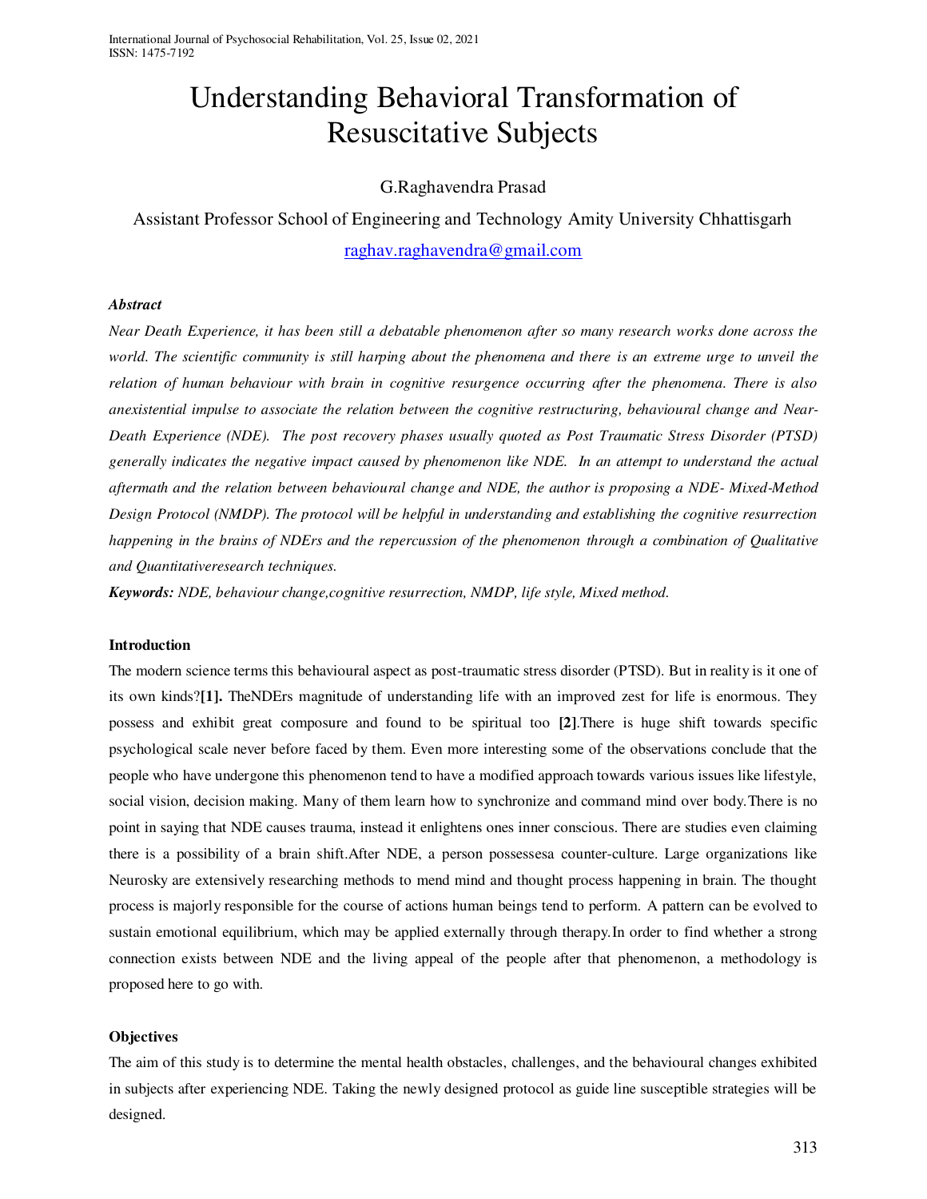# Understanding Behavioral Transformation of Resuscitative Subjects

G.Raghavendra Prasad

Assistant Professor School of Engineering and Technology Amity University Chhattisgarh

raghav.raghavendra@gmail.com

***Abstract***

*Near Death Experience, it has been still a debatable phenomenon after so many research works done across the world. The scientific community is still harping about the phenomena and there is an extreme urge to unveil the relation of human behaviour with brain in cognitive resurgence occurring after the phenomena. There is also anexistential impulse to associate the relation between the cognitive restructuring, behavioural change and Near-Death Experience (NDE). The post recovery phases usually quoted as Post Traumatic Stress Disorder (PTSD) generally indicates the negative impact caused by phenomenon like NDE. In an attempt to understand the actual aftermath and the relation between behavioural change and NDE, the author is proposing a NDE- Mixed-Method Design Protocol (NMDP). The protocol will be helpful in understanding and establishing the cognitive resurrection happening in the brains of NDErs and the repercussion of the phenomenon through a combination of Qualitative and Quantitativeresearch techniques.*

***Keywords:*** *NDE, behaviour change,cognitive resurrection, NMDP, life style, Mixed method.*

## Introduction

The modern science terms this behavioural aspect as post-traumatic stress disorder (PTSD). But in reality is it one of its own kinds?**[1].** TheNDErs magnitude of understanding life with an improved zest for life is enormous. They possess and exhibit great composure and found to be spiritual too **[2]**.There is huge shift towards specific psychological scale never before faced by them. Even more interesting some of the observations conclude that the people who have undergone this phenomenon tend to have a modified approach towards various issues like lifestyle, social vision, decision making. Many of them learn how to synchronize and command mind over body.There is no point in saying that NDE causes trauma, instead it enlightens ones inner conscious. There are studies even claiming there is a possibility of a brain shift.After NDE, a person possessesa counter-culture. Large organizations like Neurosky are extensively researching methods to mend mind and thought process happening in brain. The thought process is majorly responsible for the course of actions human beings tend to perform. A pattern can be evolved to sustain emotional equilibrium, which may be applied externally through therapy.In order to find whether a strong connection exists between NDE and the living appeal of the people after that phenomenon, a methodology is proposed here to go with.

## Objectives

The aim of this study is to determine the mental health obstacles, challenges, and the behavioural changes exhibited in subjects after experiencing NDE. Taking the newly designed protocol as guide line susceptible strategies will be designed.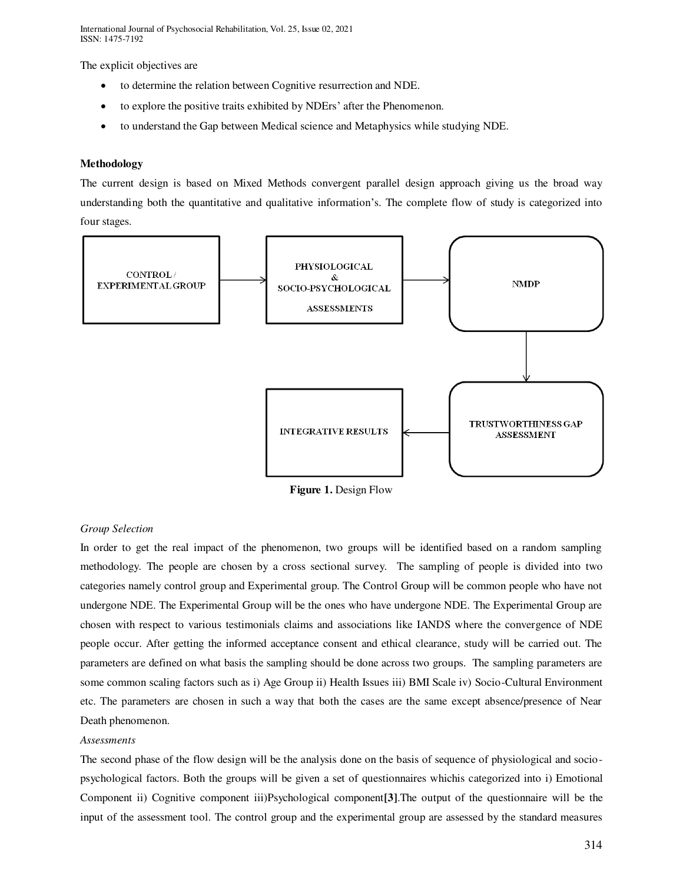The explicit objectives are

- to determine the relation between Cognitive resurrection and NDE.
- to explore the positive traits exhibited by NDErs' after the Phenomenon.
- to understand the Gap between Medical science and Metaphysics while studying NDE.

**Methodology**

The current design is based on Mixed Methods convergent parallel design approach giving us the broad way understanding both the quantitative and qualitative information's. The complete flow of study is categorized into four stages.

CONTROL / EXPERIMENTAL GROUP → PHYSIOLOGICAL & SOCIO-PSYCHOLOGICAL ASSESSMENTS → NMDP → TRUSTWORTHINESS GAP ASSESSMENT → INTEGRATIVE RESULTS

**Figure 1.** Design Flow

*Group Selection*

In order to get the real impact of the phenomenon, two groups will be identified based on a random sampling methodology. The people are chosen by a cross sectional survey. The sampling of people is divided into two categories namely control group and Experimental group. The Control Group will be common people who have not undergone NDE. The Experimental Group will be the ones who have undergone NDE. The Experimental Group are chosen with respect to various testimonials claims and associations like IANDS where the convergence of NDE people occur. After getting the informed acceptance consent and ethical clearance, study will be carried out. The parameters are defined on what basis the sampling should be done across two groups. The sampling parameters are some common scaling factors such as i) Age Group ii) Health Issues iii) BMI Scale iv) Socio-Cultural Environment etc. The parameters are chosen in such a way that both the cases are the same except absence/presence of Near Death phenomenon.

*Assessments*

The second phase of the flow design will be the analysis done on the basis of sequence of physiological and socio-psychological factors. Both the groups will be given a set of questionnaires whichis categorized into i) Emotional Component ii) Cognitive component iii)Psychological component**[3]**.The output of the questionnaire will be the input of the assessment tool. The control group and the experimental group are assessed by the standard measures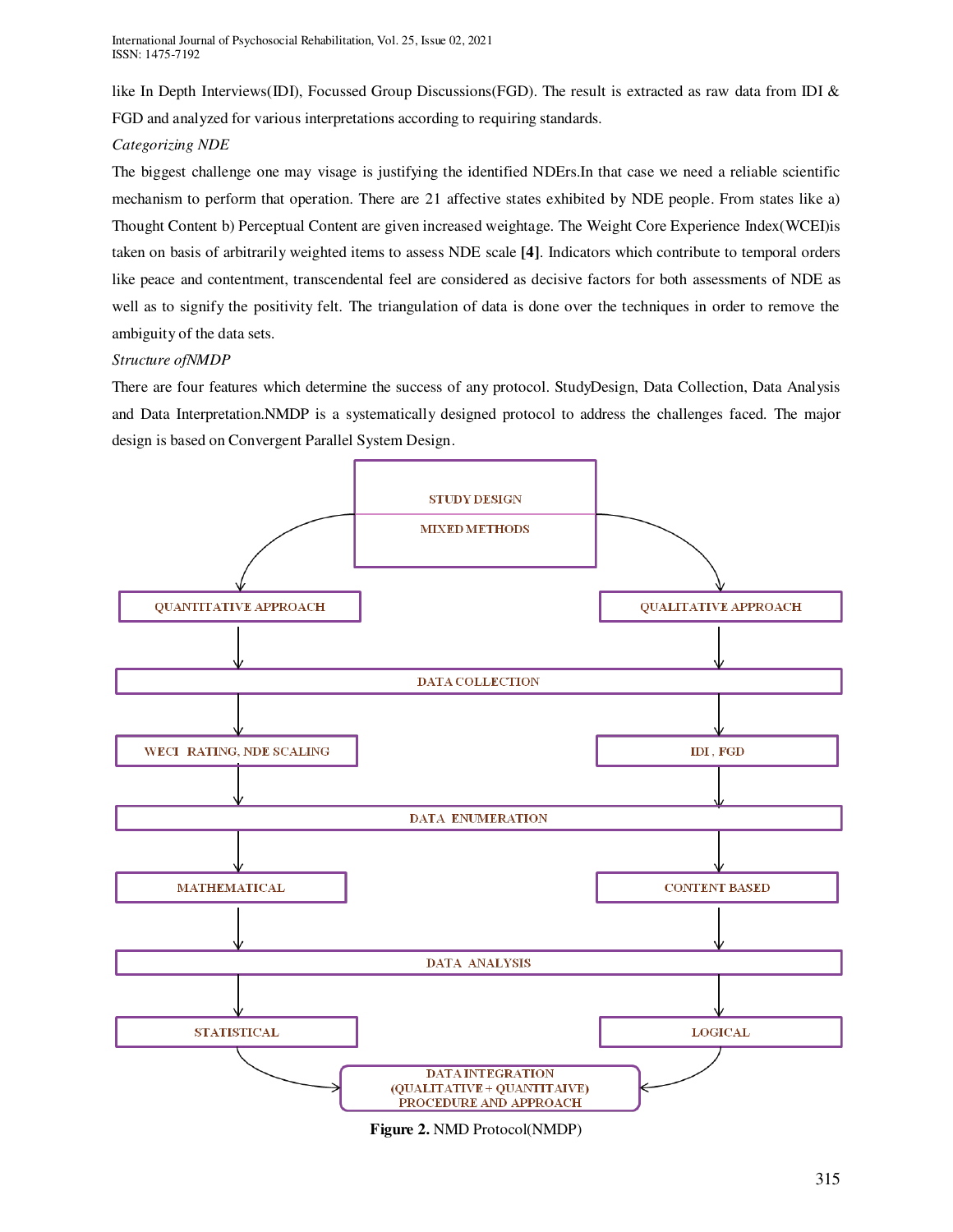like In Depth Interviews(IDI), Focussed Group Discussions(FGD). The result is extracted as raw data from IDI & FGD and analyzed for various interpretations according to requiring standards.

*Categorizing NDE*

The biggest challenge one may visage is justifying the identified NDErs.In that case we need a reliable scientific mechanism to perform that operation. There are 21 affective states exhibited by NDE people. From states like a) Thought Content b) Perceptual Content are given increased weightage. The Weight Core Experience Index(WCEI)is taken on basis of arbitrarily weighted items to assess NDE scale **[4]**. Indicators which contribute to temporal orders like peace and contentment, transcendental feel are considered as decisive factors for both assessments of NDE as well as to signify the positivity felt. The triangulation of data is done over the techniques in order to remove the ambiguity of the data sets.

*Structure ofNMDP*

There are four features which determine the success of any protocol. StudyDesign, Data Collection, Data Analysis and Data Interpretation.NMDP is a systematically designed protocol to address the challenges faced. The major design is based on Convergent Parallel System Design.

STUDY DESIGN
MIXED METHODS

QUANTITATIVE APPROACH | QUALITATIVE APPROACH

DATA COLLECTION

WECI RATING, NDE SCALING | IDI , FGD

DATA ENUMERATION

MATHEMATICAL | CONTENT BASED

DATA ANALYSIS

STATISTICAL | LOGICAL

DATA INTEGRATION
(QUALITATIVE + QUANTITAIVE)
PROCEDURE AND APPROACH

**Figure 2.** NMD Protocol(NMDP)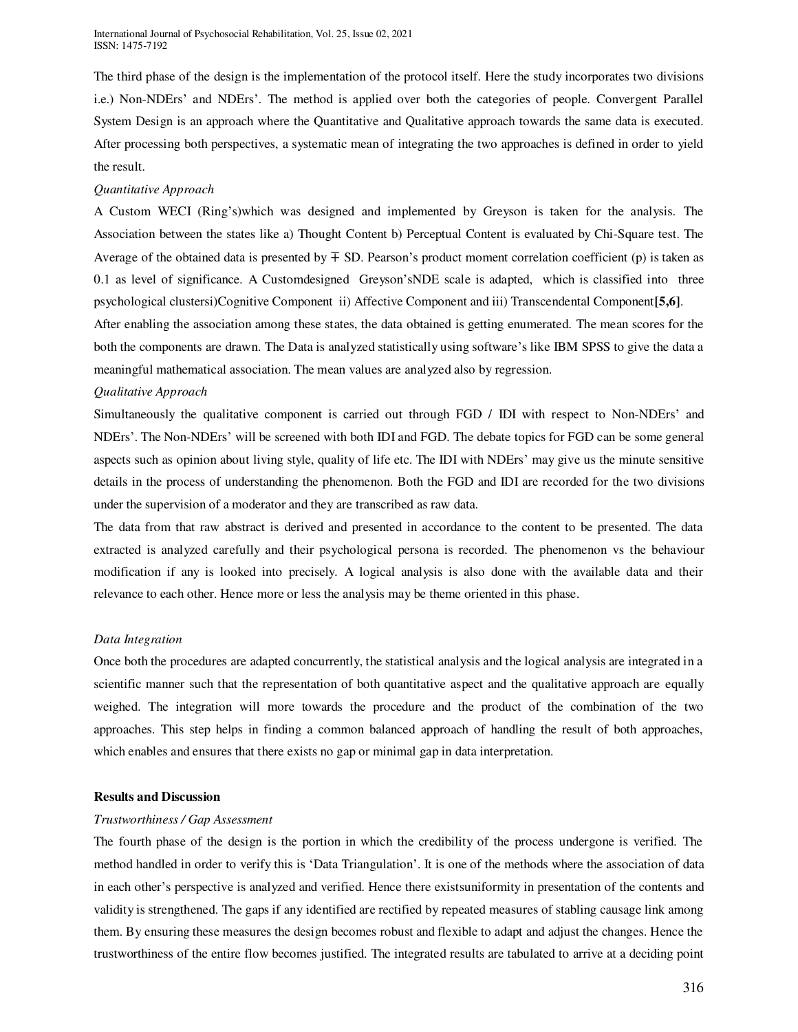The third phase of the design is the implementation of the protocol itself. Here the study incorporates two divisions i.e.) Non-NDErs' and NDErs'. The method is applied over both the categories of people. Convergent Parallel System Design is an approach where the Quantitative and Qualitative approach towards the same data is executed. After processing both perspectives, a systematic mean of integrating the two approaches is defined in order to yield the result.

*Quantitative Approach*

A Custom WECI (Ring's)which was designed and implemented by Greyson is taken for the analysis. The Association between the states like a) Thought Content b) Perceptual Content is evaluated by Chi-Square test. The Average of the obtained data is presented by ∓ SD. Pearson's product moment correlation coefficient (p) is taken as 0.1 as level of significance. A Customdesigned Greyson'sNDE scale is adapted, which is classified into three psychological clustersi)Cognitive Component ii) Affective Component and iii) Transcendental Component**[5,6]**.

After enabling the association among these states, the data obtained is getting enumerated. The mean scores for the both the components are drawn. The Data is analyzed statistically using software's like IBM SPSS to give the data a meaningful mathematical association. The mean values are analyzed also by regression.

*Qualitative Approach*

Simultaneously the qualitative component is carried out through FGD / IDI with respect to Non-NDErs' and NDErs'. The Non-NDErs' will be screened with both IDI and FGD. The debate topics for FGD can be some general aspects such as opinion about living style, quality of life etc. The IDI with NDErs' may give us the minute sensitive details in the process of understanding the phenomenon. Both the FGD and IDI are recorded for the two divisions under the supervision of a moderator and they are transcribed as raw data.

The data from that raw abstract is derived and presented in accordance to the content to be presented. The data extracted is analyzed carefully and their psychological persona is recorded. The phenomenon vs the behaviour modification if any is looked into precisely. A logical analysis is also done with the available data and their relevance to each other. Hence more or less the analysis may be theme oriented in this phase.

*Data Integration*

Once both the procedures are adapted concurrently, the statistical analysis and the logical analysis are integrated in a scientific manner such that the representation of both quantitative aspect and the qualitative approach are equally weighed. The integration will more towards the procedure and the product of the combination of the two approaches. This step helps in finding a common balanced approach of handling the result of both approaches, which enables and ensures that there exists no gap or minimal gap in data interpretation.

**Results and Discussion**

*Trustworthiness / Gap Assessment*

The fourth phase of the design is the portion in which the credibility of the process undergone is verified. The method handled in order to verify this is 'Data Triangulation'. It is one of the methods where the association of data in each other's perspective is analyzed and verified. Hence there existsuniformity in presentation of the contents and validity is strengthened. The gaps if any identified are rectified by repeated measures of stabling causage link among them. By ensuring these measures the design becomes robust and flexible to adapt and adjust the changes. Hence the trustworthiness of the entire flow becomes justified. The integrated results are tabulated to arrive at a deciding point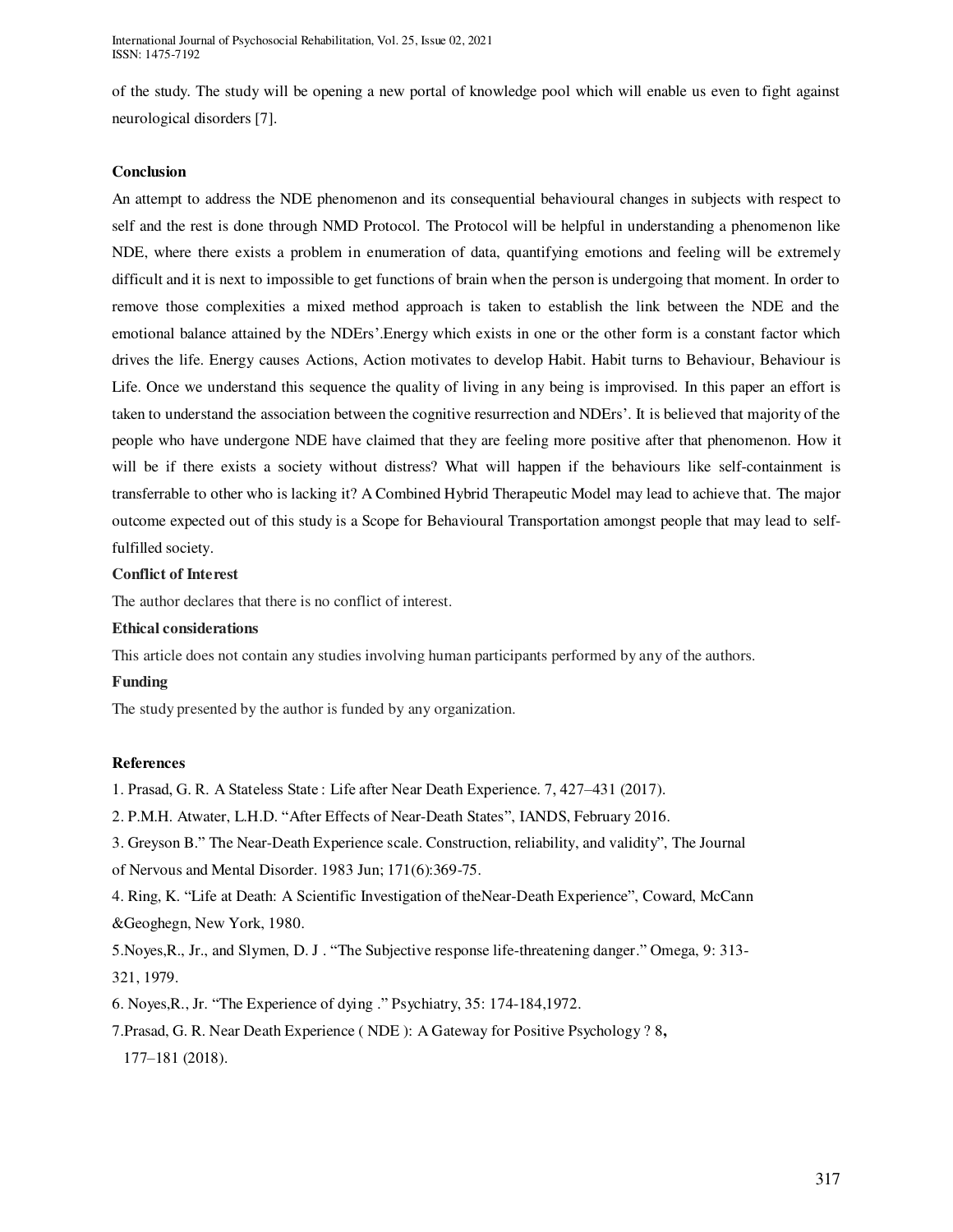of the study. The study will be opening a new portal of knowledge pool which will enable us even to fight against neurological disorders [7].

## Conclusion

An attempt to address the NDE phenomenon and its consequential behavioural changes in subjects with respect to self and the rest is done through NMD Protocol. The Protocol will be helpful in understanding a phenomenon like NDE, where there exists a problem in enumeration of data, quantifying emotions and feeling will be extremely difficult and it is next to impossible to get functions of brain when the person is undergoing that moment. In order to remove those complexities a mixed method approach is taken to establish the link between the NDE and the emotional balance attained by the NDErs'.Energy which exists in one or the other form is a constant factor which drives the life. Energy causes Actions, Action motivates to develop Habit. Habit turns to Behaviour, Behaviour is Life. Once we understand this sequence the quality of living in any being is improvised. In this paper an effort is taken to understand the association between the cognitive resurrection and NDErs'. It is believed that majority of the people who have undergone NDE have claimed that they are feeling more positive after that phenomenon. How it will be if there exists a society without distress? What will happen if the behaviours like self-containment is transferrable to other who is lacking it? A Combined Hybrid Therapeutic Model may lead to achieve that. The major outcome expected out of this study is a Scope for Behavioural Transportation amongst people that may lead to self-fulfilled society.

**Conflict of Interest**

The author declares that there is no conflict of interest.

**Ethical considerations**

This article does not contain any studies involving human participants performed by any of the authors.

**Funding**

The study presented by the author is funded by any organization.

## References

1. Prasad, G. R. A Stateless State : Life after Near Death Experience. 7, 427–431 (2017).
2. P.M.H. Atwater, L.H.D. "After Effects of Near-Death States", IANDS, February 2016.
3. Greyson B." The Near-Death Experience scale. Construction, reliability, and validity", The Journal of Nervous and Mental Disorder. 1983 Jun; 171(6):369-75.
4. Ring, K. "Life at Death: A Scientific Investigation of theNear-Death Experience", Coward, McCann &Geoghegn, New York, 1980.
5. Noyes,R., Jr., and Slymen, D. J . "The Subjective response life-threatening danger." Omega, 9: 313-321, 1979.
6. Noyes,R., Jr. "The Experience of dying ." Psychiatry, 35: 174-184,1972.
7. Prasad, G. R. Near Death Experience ( NDE ): A Gateway for Positive Psychology ? 8**,** 177–181 (2018).